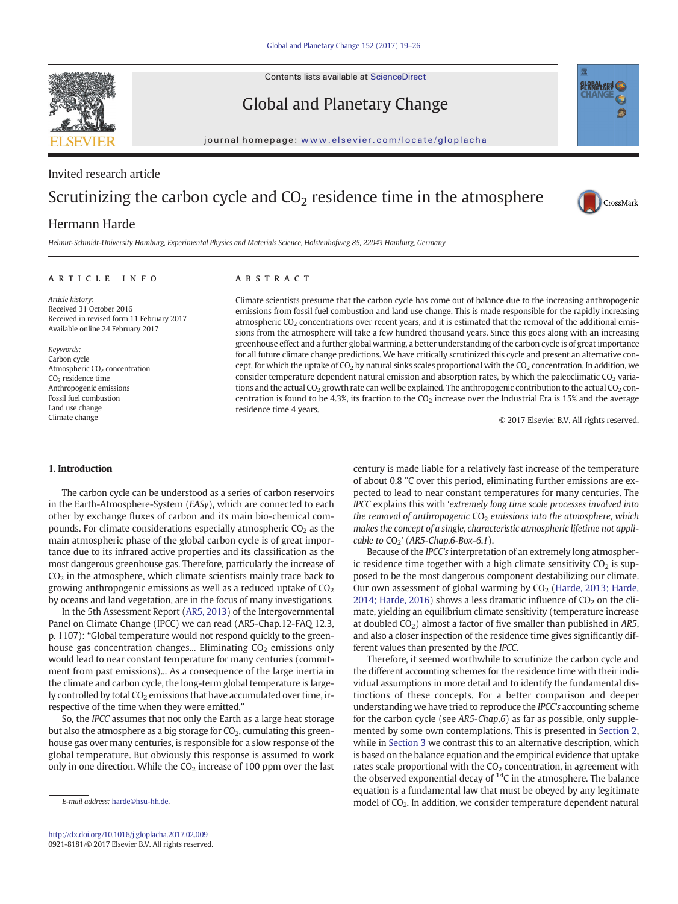Invited research article

# Scrutinizing the carbon cycle and $CO_2$ residence time in the atmosphere

Hermann Harde

*Helmut-Schmidt-University Hamburg, Experimental Physics and Materials Science, Holstenhofweg 85, 22043 Hamburg, Germany*

**ARTICLE INFO**

*Article history:*
Received 31 October 2016
Received in revised form 11 February 2017
Available online 24 February 2017

*Keywords:*
Carbon cycle
Atmospheric $CO_2$ concentration
$CO_2$ residence time
Anthropogenic emissions
Fossil fuel combustion
Land use change
Climate change

**ABSTRACT**

Climate scientists presume that the carbon cycle has come out of balance due to the increasing anthropogenic emissions from fossil fuel combustion and land use change. This is made responsible for the rapidly increasing atmospheric $CO_2$ concentrations over recent years, and it is estimated that the removal of the additional emissions from the atmosphere will take a few hundred thousand years. Since this goes along with an increasing greenhouse effect and a further global warming, a better understanding of the carbon cycle is of great importance for all future climate change predictions. We have critically scrutinized this cycle and present an alternative concept, for which the uptake of $CO_2$ by natural sinks scales proportional with the $CO_2$ concentration. In addition, we consider temperature dependent natural emission and absorption rates, by which the paleoclimatic $CO_2$ variations and the actual $CO_2$ growth rate can well be explained. The anthropogenic contribution to the actual $CO_2$ concentration is found to be 4.3%, its fraction to the $CO_2$ increase over the Industrial Era is 15% and the average residence time 4 years.

© 2017 Elsevier B.V. All rights reserved.

## 1. Introduction

The carbon cycle can be understood as a series of carbon reservoirs in the Earth-Atmosphere-System (*EASy*), which are connected to each other by exchange fluxes of carbon and its main bio-chemical compounds. For climate considerations especially atmospheric $CO_2$ as the main atmospheric phase of the global carbon cycle is of great importance due to its infrared active properties and its classification as the most dangerous greenhouse gas. Therefore, particularly the increase of $CO_2$ in the atmosphere, which climate scientists mainly trace back to growing anthropogenic emissions as well as a reduced uptake of $CO_2$ by oceans and land vegetation, are in the focus of many investigations.

In the 5th Assessment Report (AR5, 2013) of the Intergovernmental Panel on Climate Change (IPCC) we can read (AR5-Chap.12-FAQ 12.3, p. 1107): "Global temperature would not respond quickly to the greenhouse gas concentration changes... Eliminating $CO_2$ emissions only would lead to near constant temperature for many centuries (commitment from past emissions)... As a consequence of the large inertia in the climate and carbon cycle, the long-term global temperature is largely controlled by total $CO_2$ emissions that have accumulated over time, irrespective of the time when they were emitted."

So, the *IPCC* assumes that not only the Earth as a large heat storage but also the atmosphere as a big storage for $CO_2$, cumulating this greenhouse gas over many centuries, is responsible for a slow response of the global temperature. But obviously this response is assumed to work only in one direction. While the $CO_2$ increase of 100 ppm over the last century is made liable for a relatively fast increase of the temperature of about 0.8 °C over this period, eliminating further emissions are expected to lead to near constant temperatures for many centuries. The *IPCC* explains this with '*extremely long time scale processes involved into the removal of anthropogenic* $CO_2$ *emissions into the atmosphere, which makes the concept of a single, characteristic atmospheric lifetime not applicable to* $CO_2$' (*AR5-Chap.6-Box-6.1*).

Because of the *IPCC's* interpretation of an extremely long atmospheric residence time together with a high climate sensitivity $CO_2$ is supposed to be the most dangerous component destabilizing our climate. Our own assessment of global warming by $CO_2$ (Harde, 2013; Harde, 2014; Harde, 2016) shows a less dramatic influence of $CO_2$ on the climate, yielding an equilibrium climate sensitivity (temperature increase at doubled $CO_2$) almost a factor of five smaller than published in *AR5*, and also a closer inspection of the residence time gives significantly different values than presented by the *IPCC*.

Therefore, it seemed worthwhile to scrutinize the carbon cycle and the different accounting schemes for the residence time with their individual assumptions in more detail and to identify the fundamental distinctions of these concepts. For a better comparison and deeper understanding we have tried to reproduce the *IPCC's* accounting scheme for the carbon cycle (see *AR5-Chap.6*) as far as possible, only supplemented by some own contemplations. This is presented in Section 2, while in Section 3 we contrast this to an alternative description, which is based on the balance equation and the empirical evidence that uptake rates scale proportional with the $CO_2$ concentration, in agreement with the observed exponential decay of $^{14}C$ in the atmosphere. The balance equation is a fundamental law that must be obeyed by any legitimate model of $CO_2$. In addition, we consider temperature dependent natural

E-mail address: harde@hsu-hh.de.

http://dx.doi.org/10.1016/j.gloplacha.2017.02.009
0921-8181/© 2017 Elsevier B.V. All rights reserved.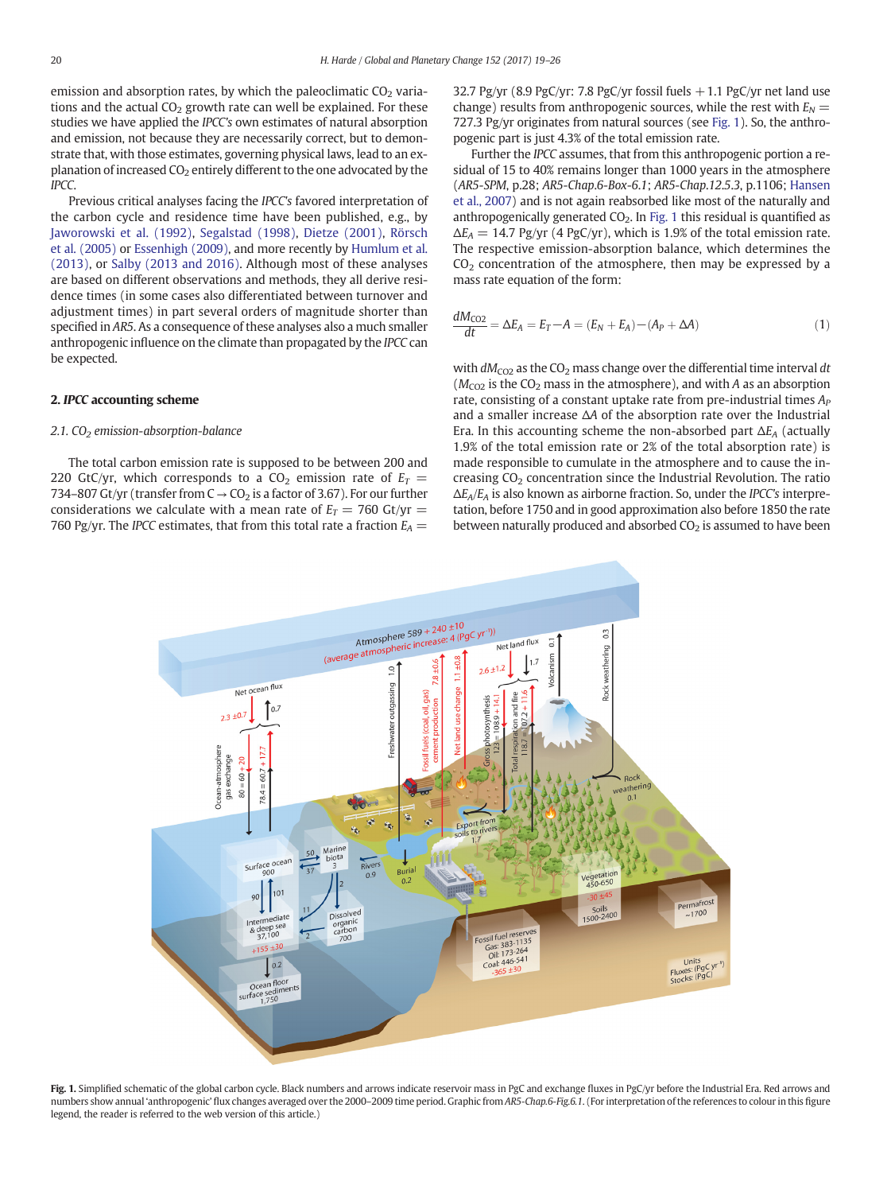emission and absorption rates, by which the paleoclimatic $CO_2$ variations and the actual $CO_2$ growth rate can well be explained. For these studies we have applied the *IPCC's* own estimates of natural absorption and emission, not because they are necessarily correct, but to demonstrate that, with those estimates, governing physical laws, lead to an explanation of increased $CO_2$ entirely different to the one advocated by the *IPCC*.

Previous critical analyses facing the *IPCC's* favored interpretation of the carbon cycle and residence time have been published, e.g., by Jaworowski et al. (1992), Segalstad (1998), Dietze (2001), Rörsch et al. (2005) or Essenhigh (2009), and more recently by Humlum et al. (2013), or Salby (2013 and 2016). Although most of these analyses are based on different observations and methods, they all derive residence times (in some cases also differentiated between turnover and adjustment times) in part several orders of magnitude shorter than specified in *AR5*. As a consequence of these analyses also a much smaller anthropogenic influence on the climate than propagated by the *IPCC* can be expected.

## 2. *IPCC* accounting scheme

### 2.1. $CO_2$ emission-absorption-balance

The total carbon emission rate is supposed to be between 200 and 220 GtC/yr, which corresponds to a $CO_2$ emission rate of $E_T$ = 734–807 Gt/yr (transfer from $C \rightarrow CO_2$ is a factor of 3.67). For our further considerations we calculate with a mean rate of $E_T$ = 760 Gt/yr = 760 Pg/yr. The *IPCC* estimates, that from this total rate a fraction $E_A$ = 32.7 Pg/yr (8.9 PgC/yr: 7.8 PgC/yr fossil fuels + 1.1 PgC/yr net land use change) results from anthropogenic sources, while the rest with $E_N$ = 727.3 Pg/yr originates from natural sources (see Fig. 1). So, the anthropogenic part is just 4.3% of the total emission rate.

Further the *IPCC* assumes, that from this anthropogenic portion a residual of 15 to 40% remains longer than 1000 years in the atmosphere (*AR5-SPM*, p.28; *AR5-Chap.6-Box-6.1*; *AR5-Chap.12.5.3*, p.1106; Hansen et al., 2007) and is not again reabsorbed like most of the naturally and anthropogenically generated $CO_2$. In Fig. 1 this residual is quantified as $\Delta E_A$ = 14.7 Pg/yr (4 PgC/yr), which is 1.9% of the total emission rate. The respective emission-absorption balance, which determines the $CO_2$ concentration of the atmosphere, then may be expressed by a mass rate equation of the form:

$$\frac{dM_{CO2}}{dt} = \Delta E_A = E_T - A = (E_N + E_A) - (A_P + \Delta A) \qquad (1)$$

with $dM_{CO2}$ as the $CO_2$ mass change over the differential time interval $dt$ ($M_{CO2}$ is the $CO_2$ mass in the atmosphere), and with $A$ as an absorption rate, consisting of a constant uptake rate from pre-industrial times $A_P$ and a smaller increase $\Delta A$ of the absorption rate over the Industrial Era. In this accounting scheme the non-absorbed part $\Delta E_A$ (actually 1.9% of the total emission rate or 2% of the total absorption rate) is made responsible to cumulate in the atmosphere and to cause the increasing $CO_2$ concentration since the Industrial Revolution. The ratio $\Delta E_A/E_A$ is also known as airborne fraction. So, under the *IPCC's* interpretation, before 1750 and in good approximation also before 1850 the rate between naturally produced and absorbed $CO_2$ is assumed to have been

**Fig. 1.** Simplified schematic of the global carbon cycle. Black numbers and arrows indicate reservoir mass in PgC and exchange fluxes in PgC/yr before the Industrial Era. Red arrows and numbers show annual 'anthropogenic' flux changes averaged over the 2000–2009 time period. Graphic from *AR5-Chap.6-Fig.6.1*. (For interpretation of the references to colour in this figure legend, the reader is referred to the web version of this article.)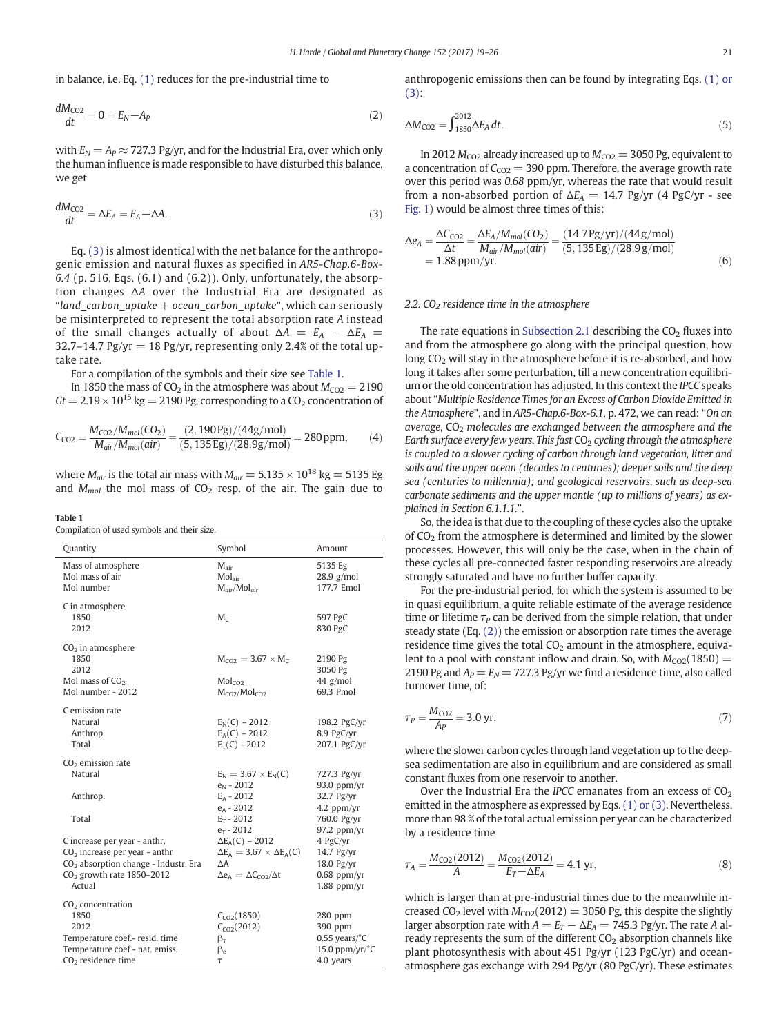in balance, i.e. Eq. (1) reduces for the pre-industrial time to

$$\frac{dM_{CO2}}{dt} = 0 = E_N - A_P \tag{2}$$

with $E_N = A_P \approx 727.3$ Pg/yr, and for the Industrial Era, over which only the human influence is made responsible to have disturbed this balance, we get

$$\frac{dM_{CO2}}{dt} = \Delta E_A = E_A - \Delta A. \tag{3}$$

Eq. (3) is almost identical with the net balance for the anthropogenic emission and natural fluxes as specified in *AR5-Chap.6-Box-6.4* (p. 516, Eqs. (6.1) and (6.2)). Only, unfortunately, the absorption changes $\Delta A$ over the Industrial Era are designated as "*land_carbon_uptake + ocean_carbon_uptake*", which can seriously be misinterpreted to represent the total absorption rate $A$ instead of the small changes actually of about $\Delta A = E_A - \Delta E_A = 32.7–14.7$ Pg/yr $= 18$ Pg/yr, representing only 2.4% of the total uptake rate.

For a compilation of the symbols and their size see Table 1.

In 1850 the mass of $CO_2$ in the atmosphere was about $M_{CO2} = 2190$ $Gt = 2.19 \times 10^{15}$ kg $= 2190$ Pg, corresponding to a $CO_2$ concentration of

$$C_{CO2} = \frac{M_{CO2}/M_{mol}(CO_2)}{M_{air}/M_{mol}(air)} = \frac{(2,190\,\text{Pg})/(44\text{g/mol})}{(5,135\,\text{Eg})/(28.9\text{g/mol})} = 280\,\text{ppm}, \tag{4}$$

where $M_{air}$ is the total air mass with $M_{air} = 5.135 \times 10^{18}$ kg $= 5135$ Eg and $M_{mol}$ the mol mass of $CO_2$ resp. of the air. The gain due to anthropogenic emissions then can be found by integrating Eqs. (1) or (3):

$$\Delta M_{CO2} = \int_{1850}^{2012} \Delta E_A \, dt. \tag{5}$$

In 2012 $M_{CO2}$ already increased up to $M_{CO2} = 3050$ Pg, equivalent to a concentration of $C_{CO2} = 390$ ppm. Therefore, the average growth rate over this period was *0.68* ppm/yr, whereas the rate that would result from a non-absorbed portion of $\Delta E_A = 14.7$ Pg/yr (4 PgC/yr - see Fig. 1) would be almost three times of this:

$$\Delta e_A = \frac{\Delta C_{CO2}}{\Delta t} = \frac{\Delta E_A / M_{mol}(CO_2)}{M_{air}/M_{mol}(air)} = \frac{(14.7\,\text{Pg/yr})/(44\,\text{g/mol})}{(5,135\,\text{Eg})/(28.9\,\text{g/mol})} = 1.88\,\text{ppm/yr}. \tag{6}$$

**Table 1**
Compilation of used symbols and their size.

| Quantity | Symbol | Amount |
|---|---|---|
| Mass of atmosphere | $M_{air}$ | 5135 Eg |
| Mol mass of air | $Mol_{air}$ | 28.9 g/mol |
| Mol number | $M_{air}/Mol_{air}$ | 177.7 Emol |
| C in atmosphere | | |
| 1850 | $M_C$ | 597 PgC |
| 2012 | | 830 PgC |
| $CO_2$ in atmosphere | | |
| 1850 | $M_{CO2} = 3.67 \times M_C$ | 2190 Pg |
| 2012 | | 3050 Pg |
| Mol mass of $CO_2$ | $Mol_{CO2}$ | 44 g/mol |
| Mol number - 2012 | $M_{CO2}/Mol_{CO2}$ | 69.3 Pmol |
| C emission rate | | |
| Natural | $E_N(C)$ – 2012 | 198.2 PgC/yr |
| Anthrop. | $E_A(C)$ – 2012 | 8.9 PgC/yr |
| Total | $E_T(C)$ - 2012 | 207.1 PgC/yr |
| $CO_2$ emission rate | | |
| Natural | $E_N = 3.67 \times E_N(C)$ | 727.3 Pg/yr |
| | $e_N$ - 2012 | 93.0 ppm/yr |
| Anthrop. | $E_A$ - 2012 | 32.7 Pg/yr |
| | $e_A$ - 2012 | 4.2 ppm/yr |
| Total | $E_T$ - 2012 | 760.0 Pg/yr |
| | $e_T$ - 2012 | 97.2 ppm/yr |
| C increase per year - anthr. | $\Delta E_A(C)$ – 2012 | 4 PgC/yr |
| $CO_2$ increase per year - anthr | $\Delta E_A = 3.67 \times \Delta E_A(C)$ | 14.7 Pg/yr |
| $CO_2$ absorption change - Industr. Era | $\Delta A$ | 18.0 Pg/yr |
| $CO_2$ growth rate 1850–2012 | $\Delta e_A = \Delta C_{CO2}/\Delta t$ | 0.68 ppm/yr |
| Actual | | 1.88 ppm/yr |
| $CO_2$ concentration | | |
| 1850 | $C_{CO2}(1850)$ | 280 ppm |
| 2012 | $C_{CO2}(2012)$ | 390 ppm |
| Temperature coef.- resid. time | $\beta_\tau$ | 0.55 years/°C |
| Temperature coef - nat. emiss. | $\beta_e$ | 15.0 ppm/yr/°C |
| $CO_2$ residence time | $\tau$ | 4.0 years |

### 2.2. $CO_2$ residence time in the atmosphere

The rate equations in Subsection 2.1 describing the $CO_2$ fluxes into and from the atmosphere go along with the principal question, how long $CO_2$ will stay in the atmosphere before it is re-absorbed, and how long it takes after some perturbation, till a new concentration equilibrium or the old concentration has adjusted. In this context the *IPCC* speaks about "*Multiple Residence Times for an Excess of Carbon Dioxide Emitted in the Atmosphere*", and in *AR5-Chap.6-Box-6.1*, p. 472, we can read: "*On an average, $CO_2$ molecules are exchanged between the atmosphere and the Earth surface every few years. This fast $CO_2$ cycling through the atmosphere is coupled to a slower cycling of carbon through land vegetation, litter and soils and the upper ocean (decades to centuries); deeper soils and the deep sea (centuries to millennia); and geological reservoirs, such as deep-sea carbonate sediments and the upper mantle (up to millions of years) as explained in Section 6.1.1.1.*".

So, the idea is that due to the coupling of these cycles also the uptake of $CO_2$ from the atmosphere is determined and limited by the slower processes. However, this will only be the case, when in the chain of these cycles all pre-connected faster responding reservoirs are already strongly saturated and have no further buffer capacity.

For the pre-industrial period, for which the system is assumed to be in quasi equilibrium, a quite reliable estimate of the average residence time or lifetime $\tau_P$ can be derived from the simple relation, that under steady state (Eq. (2)) the emission or absorption rate times the average residence time gives the total $CO_2$ amount in the atmosphere, equivalent to a pool with constant inflow and drain. So, with $M_{CO2}(1850) = 2190$ Pg and $A_P = E_N = 727.3$ Pg/yr we find a residence time, also called turnover time, of:

$$\tau_P = \frac{M_{CO2}}{A_P} = 3.0\,\text{yr}, \tag{7}$$

where the slower carbon cycles through land vegetation up to the deep-sea sedimentation are also in equilibrium and are considered as small constant fluxes from one reservoir to another.

Over the Industrial Era the *IPCC* emanates from an excess of $CO_2$ emitted in the atmosphere as expressed by Eqs. (1) or (3). Nevertheless, more than 98 % of the total actual emission per year can be characterized by a residence time

$$\tau_A = \frac{M_{CO2}(2012)}{A} = \frac{M_{CO2}(2012)}{E_T - \Delta E_A} = 4.1\,\text{yr}, \tag{8}$$

which is larger than at pre-industrial times due to the meanwhile increased $CO_2$ level with $M_{CO2}(2012) = 3050$ Pg, this despite the slightly larger absorption rate with $A = E_T - \Delta E_A = 745.3$ Pg/yr. The rate $A$ already represents the sum of the different $CO_2$ absorption channels like plant photosynthesis with about 451 Pg/yr (123 PgC/yr) and ocean-atmosphere gas exchange with 294 Pg/yr (80 PgC/yr). These estimates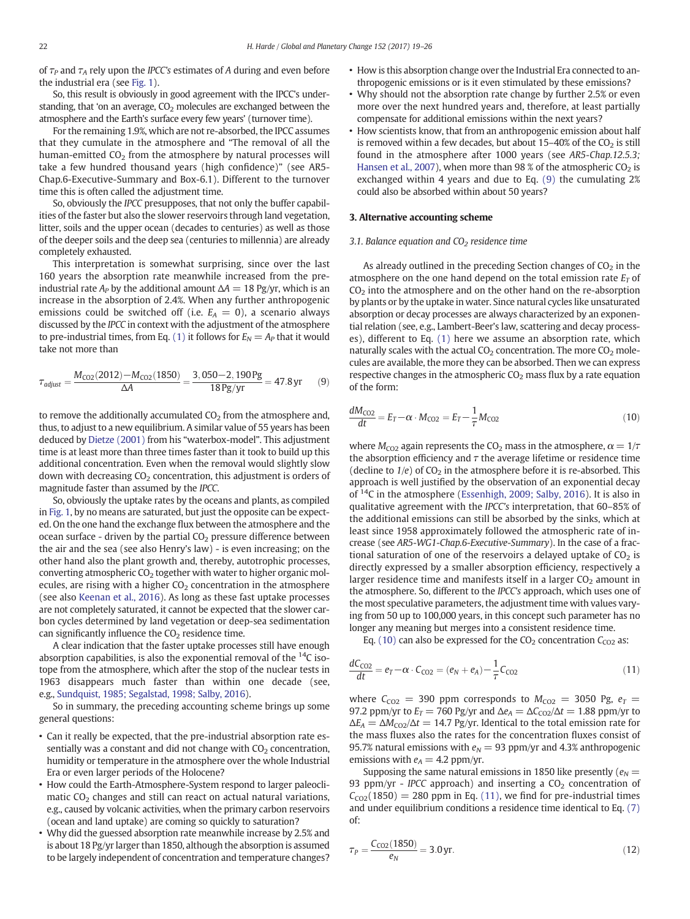of $\tau_P$ and $\tau_A$ rely upon the *IPCC's* estimates of *A* during and even before the industrial era (see Fig. 1).

So, this result is obviously in good agreement with the IPCC's understanding, that 'on an average, $CO_2$ molecules are exchanged between the atmosphere and the Earth's surface every few years' (turnover time).

For the remaining 1.9%, which are not re-absorbed, the IPCC assumes that they cumulate in the atmosphere and "The removal of all the human-emitted $CO_2$ from the atmosphere by natural processes will take a few hundred thousand years (high confidence)" (see AR5-Chap.6-Executive-Summary and Box-6.1). Different to the turnover time this is often called the adjustment time.

So, obviously the *IPCC* presupposes, that not only the buffer capabilities of the faster but also the slower reservoirs through land vegetation, litter, soils and the upper ocean (decades to centuries) as well as those of the deeper soils and the deep sea (centuries to millennia) are already completely exhausted.

This interpretation is somewhat surprising, since over the last 160 years the absorption rate meanwhile increased from the pre-industrial rate $A_P$ by the additional amount $\Delta A = 18$ Pg/yr, which is an increase in the absorption of 2.4%. When any further anthropogenic emissions could be switched off (i.e. $E_A = 0$), a scenario always discussed by the *IPCC* in context with the adjustment of the atmosphere to pre-industrial times, from Eq. (1) it follows for $E_N = A_P$ that it would take not more than

$$\tau_{adjust} = \frac{M_{CO2}(2012) - M_{CO2}(1850)}{\Delta A} = \frac{3,050 - 2,190\,\text{Pg}}{18\,\text{Pg/yr}} = 47.8\,\text{yr} \qquad (9)$$

to remove the additionally accumulated $CO_2$ from the atmosphere and, thus, to adjust to a new equilibrium. A similar value of 55 years has been deduced by Dietze (2001) from his "waterbox-model". This adjustment time is at least more than three times faster than it took to build up this additional concentration. Even when the removal would slightly slow down with decreasing $CO_2$ concentration, this adjustment is orders of magnitude faster than assumed by the *IPCC*.

So, obviously the uptake rates by the oceans and plants, as compiled in Fig. 1, by no means are saturated, but just the opposite can be expected. On the one hand the exchange flux between the atmosphere and the ocean surface - driven by the partial $CO_2$ pressure difference between the air and the sea (see also Henry's law) - is even increasing; on the other hand also the plant growth and, thereby, autotrophic processes, converting atmospheric $CO_2$ together with water to higher organic molecules, are rising with a higher $CO_2$ concentration in the atmosphere (see also Keenan et al., 2016). As long as these fast uptake processes are not completely saturated, it cannot be expected that the slower carbon cycles determined by land vegetation or deep-sea sedimentation can significantly influence the $CO_2$ residence time.

A clear indication that the faster uptake processes still have enough absorption capabilities, is also the exponential removal of the $^{14}C$ isotope from the atmosphere, which after the stop of the nuclear tests in 1963 disappears much faster than within one decade (see, e.g., Sundquist, 1985; Segalstad, 1998; Salby, 2016).

So in summary, the preceding accounting scheme brings up some general questions:

- Can it really be expected, that the pre-industrial absorption rate essentially was a constant and did not change with $CO_2$ concentration, humidity or temperature in the atmosphere over the whole Industrial Era or even larger periods of the Holocene?
- How could the Earth-Atmosphere-System respond to larger paleoclimatic $CO_2$ changes and still can react on actual natural variations, e.g., caused by volcanic activities, when the primary carbon reservoirs (ocean and land uptake) are coming so quickly to saturation?
- Why did the guessed absorption rate meanwhile increase by 2.5% and is about 18 Pg/yr larger than 1850, although the absorption is assumed to be largely independent of concentration and temperature changes?
- How is this absorption change over the Industrial Era connected to anthropogenic emissions or is it even stimulated by these emissions?
- Why should not the absorption rate change by further 2.5% or even more over the next hundred years and, therefore, at least partially compensate for additional emissions within the next years?
- How scientists know, that from an anthropogenic emission about half is removed within a few decades, but about 15–40% of the $CO_2$ is still found in the atmosphere after 1000 years (see *AR5-Chap.12.5.3;* Hansen et al., 2007), when more than 98 % of the atmospheric $CO_2$ is exchanged within 4 years and due to Eq. (9) the cumulating 2% could also be absorbed within about 50 years?

## 3. Alternative accounting scheme

### 3.1. Balance equation and $CO_2$ residence time

As already outlined in the preceding Section changes of $CO_2$ in the atmosphere on the one hand depend on the total emission rate $E_T$ of $CO_2$ into the atmosphere and on the other hand on the re-absorption by plants or by the uptake in water. Since natural cycles like unsaturated absorption or decay processes are always characterized by an exponential relation (see, e.g., Lambert-Beer's law, scattering and decay processes), different to Eq. (1) here we assume an absorption rate, which naturally scales with the actual $CO_2$ concentration. The more $CO_2$ molecules are available, the more they can be absorbed. Then we can express respective changes in the atmospheric $CO_2$ mass flux by a rate equation of the form:

$$\frac{dM_{CO2}}{dt} = E_T - \alpha \cdot M_{CO2} = E_T - \frac{1}{\tau} M_{CO2} \qquad (10)$$

where $M_{CO2}$ again represents the $CO_2$ mass in the atmosphere, $\alpha = 1/\tau$ the absorption efficiency and $\tau$ the average lifetime or residence time (decline to $1/e$) of $CO_2$ in the atmosphere before it is re-absorbed. This approach is well justified by the observation of an exponential decay of $^{14}C$ in the atmosphere (Essenhigh, 2009; Salby, 2016). It is also in qualitative agreement with the *IPCC's* interpretation, that 60–85% of the additional emissions can still be absorbed by the sinks, which at least since 1958 approximately followed the atmospheric rate of increase (see *AR5-WG1-Chap.6-Executive-Summary*). In the case of a fractional saturation of one of the reservoirs a delayed uptake of $CO_2$ is directly expressed by a smaller absorption efficiency, respectively a larger residence time and manifests itself in a larger $CO_2$ amount in the atmosphere. So, different to the *IPCC's* approach, which uses one of the most speculative parameters, the adjustment time with values varying from 50 up to 100,000 years, in this concept such parameter has no longer any meaning but merges into a consistent residence time.

Eq. (10) can also be expressed for the $CO_2$ concentration $C_{CO2}$ as:

$$\frac{dC_{CO2}}{dt} = e_T - \alpha \cdot C_{CO2} = (e_N + e_A) - \frac{1}{\tau} C_{CO2} \qquad (11)$$

where $C_{CO2} = 390$ ppm corresponds to $M_{CO2} = 3050$ Pg, $e_T = 97.2$ ppm/yr to $E_T = 760$ Pg/yr and $\Delta e_A = \Delta C_{CO2}/\Delta t = 1.88$ ppm/yr to $\Delta E_A = \Delta M_{CO2}/\Delta t = 14.7$ Pg/yr. Identical to the total emission rate for the mass fluxes also the rates for the concentration fluxes consist of 95.7% natural emissions with $e_N = 93$ ppm/yr and 4.3% anthropogenic emissions with $e_A = 4.2$ ppm/yr.

Supposing the same natural emissions in 1850 like presently ($e_N = 93$ ppm/yr - *IPCC* approach) and inserting a $CO_2$ concentration of $C_{CO2}(1850) = 280$ ppm in Eq. (11), we find for pre-industrial times and under equilibrium conditions a residence time identical to Eq. (7) of:

$$\tau_P = \frac{C_{CO2}(1850)}{e_N} = 3.0\,\text{yr}. \qquad (12)$$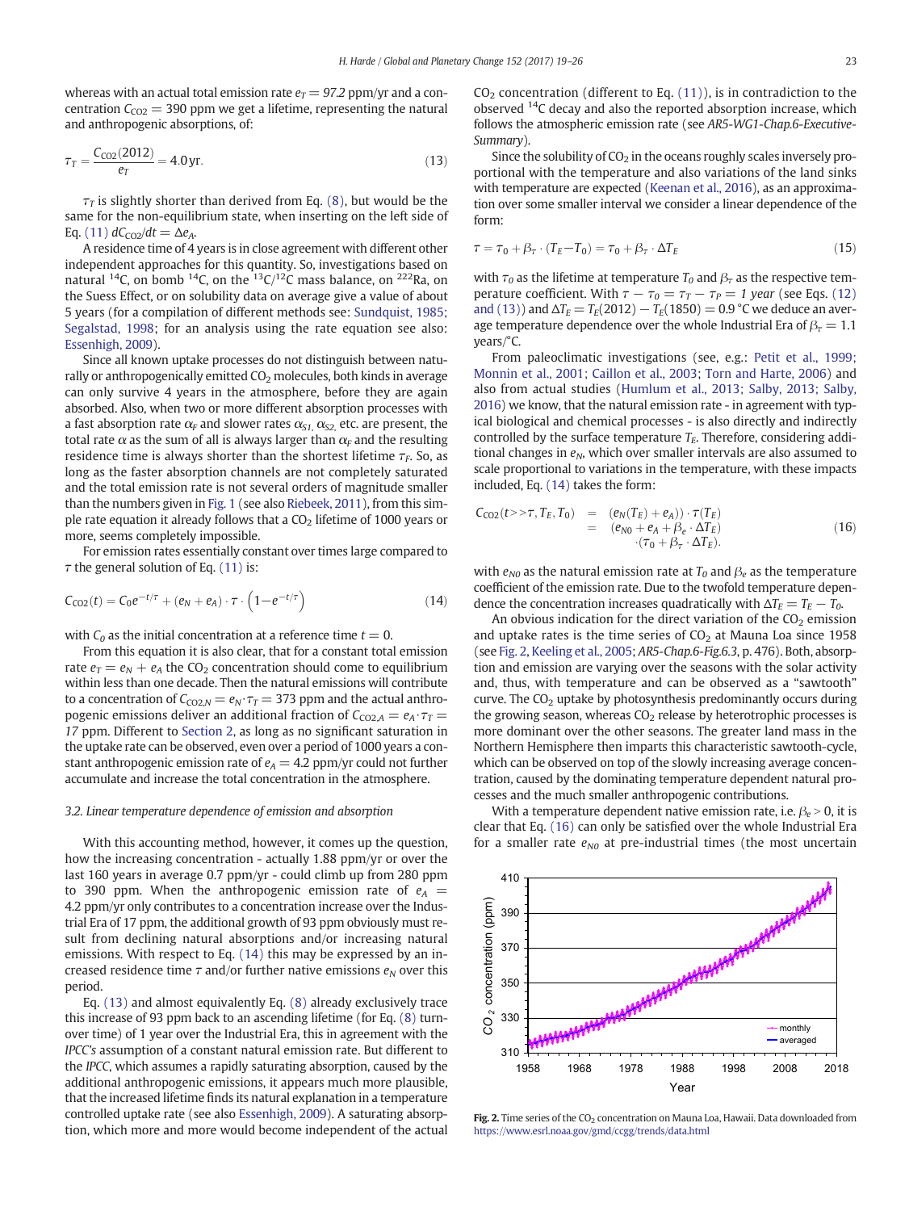whereas with an actual total emission rate $e_T = 97.2$ ppm/yr and a concentration $C_{CO2} = 390$ ppm we get a lifetime, representing the natural and anthropogenic absorptions, of:

$$\tau_T = \frac{C_{CO2}(2012)}{e_T} = 4.0\,\text{yr}. \tag{13}$$

$\tau_T$ is slightly shorter than derived from Eq. (8), but would be the same for the non-equilibrium state, when inserting on the left side of Eq. (11) $dC_{CO2}/dt = \Delta e_A$.

A residence time of 4 years is in close agreement with different other independent approaches for this quantity. So, investigations based on natural $^{14}C$, on bomb $^{14}C$, on the $^{13}C/^{12}C$ mass balance, on $^{222}Ra$, on the Suess Effect, or on solubility data on average give a value of about 5 years (for a compilation of different methods see: Sundquist, 1985; Segalstad, 1998; for an analysis using the rate equation see also: Essenhigh, 2009).

Since all known uptake processes do not distinguish between naturally or anthropogenically emitted $CO_2$ molecules, both kinds in average can only survive 4 years in the atmosphere, before they are again absorbed. Also, when two or more different absorption processes with a fast absorption rate $\alpha_F$ and slower rates $\alpha_{S1}$, $\alpha_{S2}$, etc. are present, the total rate $\alpha$ as the sum of all is always larger than $\alpha_F$ and the resulting residence time is always shorter than the shortest lifetime $\tau_F$. So, as long as the faster absorption channels are not completely saturated and the total emission rate is not several orders of magnitude smaller than the numbers given in Fig. 1 (see also Riebeek, 2011), from this simple rate equation it already follows that a $CO_2$ lifetime of 1000 years or more, seems completely impossible.

For emission rates essentially constant over times large compared to $\tau$ the general solution of Eq. (11) is:

$$C_{CO2}(t) = C_0 e^{-t/\tau} + (e_N + e_A)\cdot\tau\cdot\left(1 - e^{-t/\tau}\right) \tag{14}$$

with $C_0$ as the initial concentration at a reference time $t = 0$.

From this equation it is also clear, that for a constant total emission rate $e_T = e_N + e_A$ the $CO_2$ concentration should come to equilibrium within less than one decade. Then the natural emissions will contribute to a concentration of $C_{CO2,N} = e_N \cdot \tau_T = 373$ ppm and the actual anthropogenic emissions deliver an additional fraction of $C_{CO2,A} = e_A \cdot \tau_T = 17$ ppm. Different to Section 2, as long as no significant saturation in the uptake rate can be observed, even over a period of 1000 years a constant anthropogenic emission rate of $e_A = 4.2$ ppm/yr could not further accumulate and increase the total concentration in the atmosphere.

### 3.2. Linear temperature dependence of emission and absorption

With this accounting method, however, it comes up the question, how the increasing concentration - actually 1.88 ppm/yr or over the last 160 years in average 0.7 ppm/yr - could climb up from 280 ppm to 390 ppm. When the anthropogenic emission rate of $e_A = 4.2$ ppm/yr only contributes to a concentration increase over the Industrial Era of 17 ppm, the additional growth of 93 ppm obviously must result from declining natural absorptions and/or increasing natural emissions. With respect to Eq. (14) this may be expressed by an increased residence time $\tau$ and/or further native emissions $e_N$ over this period.

Eq. (13) and almost equivalently Eq. (8) already exclusively trace this increase of 93 ppm back to an ascending lifetime (for Eq. (8) turnover time) of 1 year over the Industrial Era, this in agreement with the *IPCC's* assumption of a constant natural emission rate. But different to the *IPCC*, which assumes a rapidly saturating absorption, caused by the additional anthropogenic emissions, it appears much more plausible, that the increased lifetime finds its natural explanation in a temperature controlled uptake rate (see also Essenhigh, 2009). A saturating absorption, which more and more would become independent of the actual $CO_2$ concentration (different to Eq. (11)), is in contradiction to the observed $^{14}C$ decay and also the reported absorption increase, which follows the atmospheric emission rate (see *AR5-WG1-Chap.6-Executive-Summary*).

Since the solubility of $CO_2$ in the oceans roughly scales inversely proportional with the temperature and also variations of the land sinks with temperature are expected (Keenan et al., 2016), as an approximation over some smaller interval we consider a linear dependence of the form:

$$\tau = \tau_0 + \beta_\tau \cdot (T_E - T_0) = \tau_0 + \beta_\tau \cdot \Delta T_E \tag{15}$$

with $\tau_0$ as the lifetime at temperature $T_0$ and $\beta_\tau$ as the respective temperature coefficient. With $\tau - \tau_0 = \tau_T - \tau_P = 1$ *year* (see Eqs. (12) and (13)) and $\Delta T_E = T_E(2012) - T_E(1850) = 0.9$ °C we deduce an average temperature dependence over the whole Industrial Era of $\beta_\tau = 1.1$ years/°C.

From paleoclimatic investigations (see, e.g.: Petit et al., 1999; Monnin et al., 2001; Caillon et al., 2003; Torn and Harte, 2006) and also from actual studies (Humlum et al., 2013; Salby, 2013; Salby, 2016) we know, that the natural emission rate - in agreement with typical biological and chemical processes - is also directly and indirectly controlled by the surface temperature $T_E$. Therefore, considering additional changes in $e_N$, which over smaller intervals are also assumed to scale proportional to variations in the temperature, with these impacts included, Eq. (14) takes the form:

$$\begin{aligned} C_{CO2}(t>>\tau, T_E, T_0) &= (e_N(T_E) + e_A)\cdot\tau(T_E) \\ &= (e_{N0} + e_A + \beta_e \cdot \Delta T_E) \\ &\quad \cdot(\tau_0 + \beta_\tau \cdot \Delta T_E). \end{aligned} \tag{16}$$

with $e_{N0}$ as the natural emission rate at $T_0$ and $\beta_e$ as the temperature coefficient of the emission rate. Due to the twofold temperature dependence the concentration increases quadratically with $\Delta T_E = T_E - T_0$.

An obvious indication for the direct variation of the $CO_2$ emission and uptake rates is the time series of $CO_2$ at Mauna Loa since 1958 (see Fig. 2, Keeling et al., 2005; *AR5-Chap.6-Fig.6.3*, p. 476). Both, absorption and emission are varying over the seasons with the solar activity and, thus, with temperature and can be observed as a "sawtooth" curve. The $CO_2$ uptake by photosynthesis predominantly occurs during the growing season, whereas $CO_2$ release by heterotrophic processes is more dominant over the other seasons. The greater land mass in the Northern Hemisphere then imparts this characteristic sawtooth-cycle, which can be observed on top of the slowly increasing average concentration, caused by the dominating temperature dependent natural processes and the much smaller anthropogenic contributions.

With a temperature dependent native emission rate, i.e. $\beta_e > 0$, it is clear that Eq. (16) can only be satisfied over the whole Industrial Era for a smaller rate $e_{N0}$ at pre-industrial times (the most uncertain

**Fig. 2.** Time series of the $CO_2$ concentration on Mauna Loa, Hawaii. Data downloaded from https://www.esrl.noaa.gov/gmd/ccgg/trends/data.html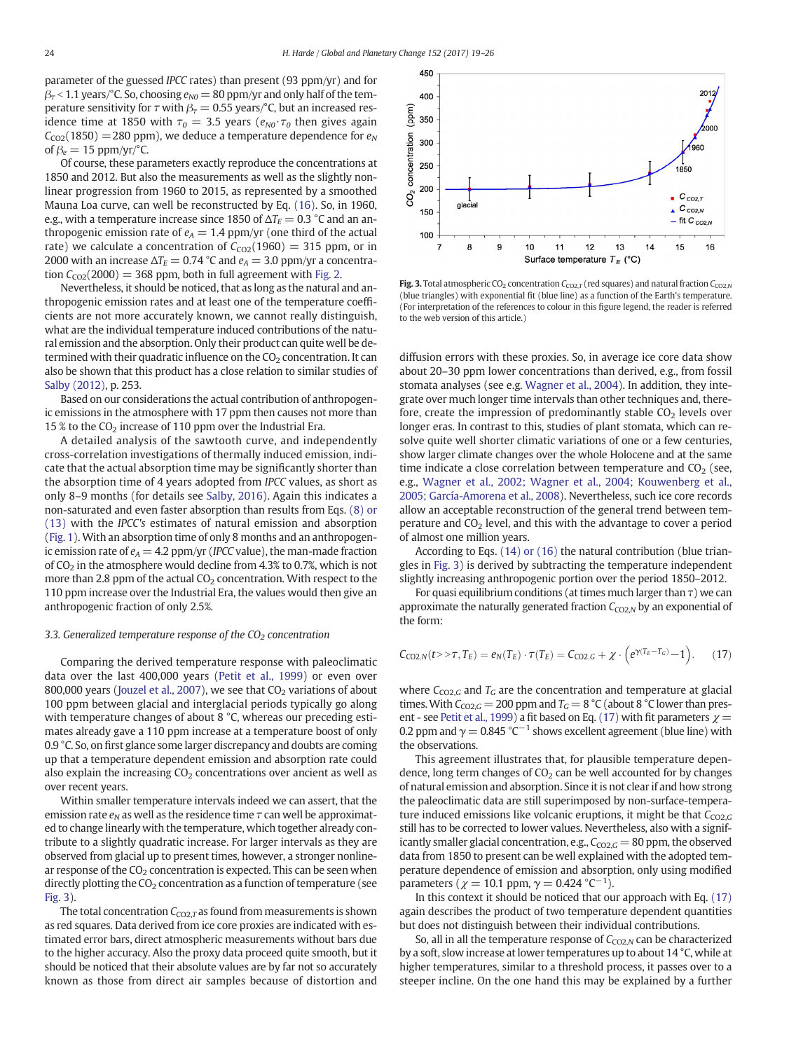parameter of the guessed *IPCC* rates) than present (93 ppm/yr) and for $\beta_\tau < 1.1$ years/°C. So, choosing $e_{N0} = 80$ ppm/yr and only half of the temperature sensitivity for $\tau$ with $\beta_\tau = 0.55$ years/°C, but an increased residence time at 1850 with $\tau_0 = 3.5$ years ($e_{N0} \cdot \tau_0$ then gives again $C_{CO2}(1850) = 280$ ppm), we deduce a temperature dependence for $e_N$ of $\beta_e = 15$ ppm/yr/°C.

Of course, these parameters exactly reproduce the concentrations at 1850 and 2012. But also the measurements as well as the slightly nonlinear progression from 1960 to 2015, as represented by a smoothed Mauna Loa curve, can well be reconstructed by Eq. (16). So, in 1960, e.g., with a temperature increase since 1850 of $\Delta T_E = 0.3$ °C and an anthropogenic emission rate of $e_A = 1.4$ ppm/yr (one third of the actual rate) we calculate a concentration of $C_{CO2}(1960) = 315$ ppm, or in 2000 with an increase $\Delta T_E = 0.74$ °C and $e_A = 3.0$ ppm/yr a concentration $C_{CO2}(2000) = 368$ ppm, both in full agreement with Fig. 2.

Nevertheless, it should be noticed, that as long as the natural and anthropogenic emission rates and at least one of the temperature coefficients are not more accurately known, we cannot really distinguish, what are the individual temperature induced contributions of the natural emission and the absorption. Only their product can quite well be determined with their quadratic influence on the $CO_2$ concentration. It can also be shown that this product has a close relation to similar studies of Salby (2012), p. 253.

Based on our considerations the actual contribution of anthropogenic emissions in the atmosphere with 17 ppm then causes not more than 15 % to the $CO_2$ increase of 110 ppm over the Industrial Era.

A detailed analysis of the sawtooth curve, and independently cross-correlation investigations of thermally induced emission, indicate that the actual absorption time may be significantly shorter than the absorption time of 4 years adopted from *IPCC* values, as short as only 8–9 months (for details see Salby, 2016). Again this indicates a non-saturated and even faster absorption than results from Eqs. (8) or (13) with the *IPCC's* estimates of natural emission and absorption (Fig. 1). With an absorption time of only 8 months and an anthropogenic emission rate of $e_A = 4.2$ ppm/yr (*IPCC* value), the man-made fraction of $CO_2$ in the atmosphere would decline from 4.3% to 0.7%, which is not more than 2.8 ppm of the actual $CO_2$ concentration. With respect to the 110 ppm increase over the Industrial Era, the values would then give an anthropogenic fraction of only 2.5%.

### 3.3. Generalized temperature response of the $CO_2$ concentration

Comparing the derived temperature response with paleoclimatic data over the last 400,000 years (Petit et al., 1999) or even over 800,000 years (Jouzel et al., 2007), we see that $CO_2$ variations of about 100 ppm between glacial and interglacial periods typically go along with temperature changes of about 8 °C, whereas our preceding estimates already gave a 110 ppm increase at a temperature boost of only 0.9 °C. So, on first glance some larger discrepancy and doubts are coming up that a temperature dependent emission and absorption rate could also explain the increasing $CO_2$ concentrations over ancient as well as over recent years.

Within smaller temperature intervals indeed we can assert, that the emission rate $e_N$ as well as the residence time $\tau$ can well be approximated to change linearly with the temperature, which together already contribute to a slightly quadratic increase. For larger intervals as they are observed from glacial up to present times, however, a stronger nonlinear response of the $CO_2$ concentration is expected. This can be seen when directly plotting the $CO_2$ concentration as a function of temperature (see Fig. 3).

The total concentration $C_{CO2,T}$ as found from measurements is shown as red squares. Data derived from ice core proxies are indicated with estimated error bars, direct atmospheric measurements without bars due to the higher accuracy. Also the proxy data proceed quite smooth, but it should be noticed that their absolute values are by far not so accurately known as those from direct air samples because of distortion and

Fig. 3. Total atmospheric $CO_2$ concentration $C_{CO2,T}$ (red squares) and natural fraction $C_{CO2,N}$ (blue triangles) with exponential fit (blue line) as a function of the Earth's temperature. (For interpretation of the references to colour in this figure legend, the reader is referred to the web version of this article.)

diffusion errors with these proxies. So, in average ice core data show about 20–30 ppm lower concentrations than derived, e.g., from fossil stomata analyses (see e.g. Wagner et al., 2004). In addition, they integrate over much longer time intervals than other techniques and, therefore, create the impression of predominantly stable $CO_2$ levels over longer eras. In contrast to this, studies of plant stomata, which can resolve quite well shorter climatic variations of one or a few centuries, show larger climate changes over the whole Holocene and at the same time indicate a close correlation between temperature and $CO_2$ (see, e.g., Wagner et al., 2002; Wagner et al., 2004; Kouwenberg et al., 2005; García-Amorena et al., 2008). Nevertheless, such ice core records allow an acceptable reconstruction of the general trend between temperature and $CO_2$ level, and this with the advantage to cover a period of almost one million years.

According to Eqs. (14) or (16) the natural contribution (blue triangles in Fig. 3) is derived by subtracting the temperature independent slightly increasing anthropogenic portion over the period 1850–2012.

For quasi equilibrium conditions (at times much larger than $\tau$) we can approximate the naturally generated fraction $C_{CO2,N}$ by an exponential of the form:

$$C_{CO2,N}(t>>\tau, T_E) = e_N(T_E) \cdot \tau(T_E) = C_{CO2,G} + \chi \cdot \left(e^{\gamma(T_E - T_G)} - 1\right). \qquad (17)$$

where $C_{CO2,G}$ and $T_G$ are the concentration and temperature at glacial times. With $C_{CO2,G} = 200$ ppm and $T_G = 8$ °C (about 8 °C lower than present - see Petit et al., 1999) a fit based on Eq. (17) with fit parameters $\chi = 0.2$ ppm and $\gamma = 0.845$ °C$^{-1}$ shows excellent agreement (blue line) with the observations.

This agreement illustrates that, for plausible temperature dependence, long term changes of $CO_2$ can be well accounted for by changes of natural emission and absorption. Since it is not clear if and how strong the paleoclimatic data are still superimposed by non-surface-temperature induced emissions like volcanic eruptions, it might be that $C_{CO2,G}$ still has to be corrected to lower values. Nevertheless, also with a significantly smaller glacial concentration, e.g., $C_{CO2,G} = 80$ ppm, the observed data from 1850 to present can be well explained with the adopted temperature dependence of emission and absorption, only using modified parameters ($\chi = 10.1$ ppm, $\gamma = 0.424$ °C$^{-1}$).

In this context it should be noticed that our approach with Eq. (17) again describes the product of two temperature dependent quantities but does not distinguish between their individual contributions.

So, all in all the temperature response of $C_{CO2,N}$ can be characterized by a soft, slow increase at lower temperatures up to about 14 °C, while at higher temperatures, similar to a threshold process, it passes over to a steeper incline. On the one hand this may be explained by a further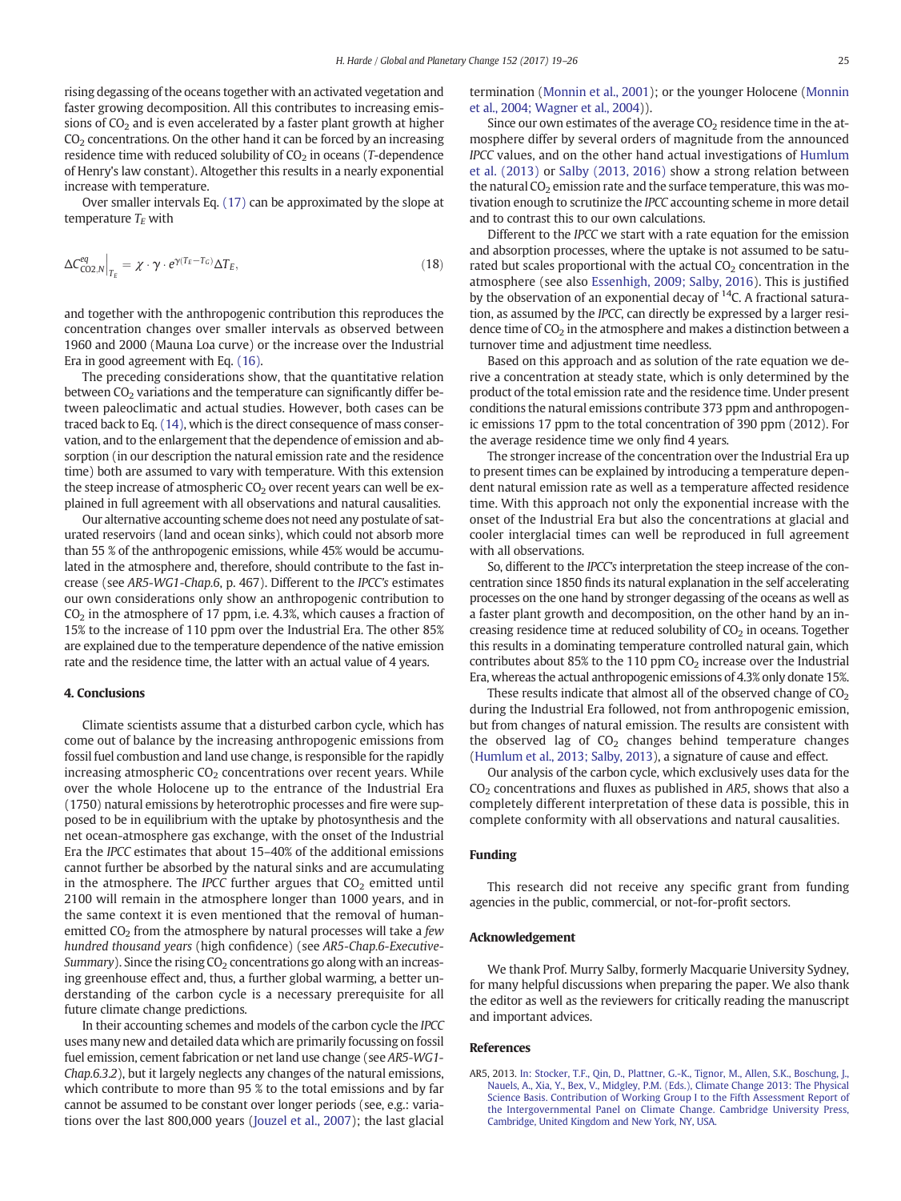rising degassing of the oceans together with an activated vegetation and faster growing decomposition. All this contributes to increasing emissions of $CO_2$ and is even accelerated by a faster plant growth at higher $CO_2$ concentrations. On the other hand it can be forced by an increasing residence time with reduced solubility of $CO_2$ in oceans (*T*-dependence of Henry's law constant). Altogether this results in a nearly exponential increase with temperature.

Over smaller intervals Eq. (17) can be approximated by the slope at temperature $T_E$ with

$$\Delta C^{eq}_{CO2,N}\Big|_{T_E} = \chi \cdot \gamma \cdot e^{\gamma(T_E - T_G)} \Delta T_E, \tag{18}$$

and together with the anthropogenic contribution this reproduces the concentration changes over smaller intervals as observed between 1960 and 2000 (Mauna Loa curve) or the increase over the Industrial Era in good agreement with Eq. (16).

The preceding considerations show, that the quantitative relation between $CO_2$ variations and the temperature can significantly differ between paleoclimatic and actual studies. However, both cases can be traced back to Eq. (14), which is the direct consequence of mass conservation, and to the enlargement that the dependence of emission and absorption (in our description the natural emission rate and the residence time) both are assumed to vary with temperature. With this extension the steep increase of atmospheric $CO_2$ over recent years can well be explained in full agreement with all observations and natural causalities.

Our alternative accounting scheme does not need any postulate of saturated reservoirs (land and ocean sinks), which could not absorb more than 55 % of the anthropogenic emissions, while 45% would be accumulated in the atmosphere and, therefore, should contribute to the fast increase (see *AR5-WG1-Chap.6*, p. 467). Different to the *IPCC's* estimates our own considerations only show an anthropogenic contribution to $CO_2$ in the atmosphere of 17 ppm, i.e. 4.3%, which causes a fraction of 15% to the increase of 110 ppm over the Industrial Era. The other 85% are explained due to the temperature dependence of the native emission rate and the residence time, the latter with an actual value of 4 years.

## 4. Conclusions

Climate scientists assume that a disturbed carbon cycle, which has come out of balance by the increasing anthropogenic emissions from fossil fuel combustion and land use change, is responsible for the rapidly increasing atmospheric $CO_2$ concentrations over recent years. While over the whole Holocene up to the entrance of the Industrial Era (1750) natural emissions by heterotrophic processes and fire were supposed to be in equilibrium with the uptake by photosynthesis and the net ocean-atmosphere gas exchange, with the onset of the Industrial Era the *IPCC* estimates that about 15–40% of the additional emissions cannot further be absorbed by the natural sinks and are accumulating in the atmosphere. The *IPCC* further argues that $CO_2$ emitted until 2100 will remain in the atmosphere longer than 1000 years, and in the same context it is even mentioned that the removal of human-emitted $CO_2$ from the atmosphere by natural processes will take a *few hundred thousand years* (high confidence) (see *AR5-Chap.6-Executive-Summary*). Since the rising $CO_2$ concentrations go along with an increasing greenhouse effect and, thus, a further global warming, a better understanding of the carbon cycle is a necessary prerequisite for all future climate change predictions.

In their accounting schemes and models of the carbon cycle the *IPCC* uses many new and detailed data which are primarily focussing on fossil fuel emission, cement fabrication or net land use change (see *AR5-WG1-Chap.6.3.2*), but it largely neglects any changes of the natural emissions, which contribute to more than 95 % to the total emissions and by far cannot be assumed to be constant over longer periods (see, e.g.: variations over the last 800,000 years (Jouzel et al., 2007); the last glacial termination (Monnin et al., 2001); or the younger Holocene (Monnin et al., 2004; Wagner et al., 2004)).

Since our own estimates of the average $CO_2$ residence time in the atmosphere differ by several orders of magnitude from the announced *IPCC* values, and on the other hand actual investigations of Humlum et al. (2013) or Salby (2013, 2016) show a strong relation between the natural $CO_2$ emission rate and the surface temperature, this was motivation enough to scrutinize the *IPCC* accounting scheme in more detail and to contrast this to our own calculations.

Different to the *IPCC* we start with a rate equation for the emission and absorption processes, where the uptake is not assumed to be saturated but scales proportional with the actual $CO_2$ concentration in the atmosphere (see also Essenhigh, 2009; Salby, 2016). This is justified by the observation of an exponential decay of $^{14}C$. A fractional saturation, as assumed by the *IPCC*, can directly be expressed by a larger residence time of $CO_2$ in the atmosphere and makes a distinction between a turnover time and adjustment time needless.

Based on this approach and as solution of the rate equation we derive a concentration at steady state, which is only determined by the product of the total emission rate and the residence time. Under present conditions the natural emissions contribute 373 ppm and anthropogenic emissions 17 ppm to the total concentration of 390 ppm (2012). For the average residence time we only find 4 years.

The stronger increase of the concentration over the Industrial Era up to present times can be explained by introducing a temperature dependent natural emission rate as well as a temperature affected residence time. With this approach not only the exponential increase with the onset of the Industrial Era but also the concentrations at glacial and cooler interglacial times can well be reproduced in full agreement with all observations.

So, different to the *IPCC's* interpretation the steep increase of the concentration since 1850 finds its natural explanation in the self accelerating processes on the one hand by stronger degassing of the oceans as well as a faster plant growth and decomposition, on the other hand by an increasing residence time at reduced solubility of $CO_2$ in oceans. Together this results in a dominating temperature controlled natural gain, which contributes about 85% to the 110 ppm $CO_2$ increase over the Industrial Era, whereas the actual anthropogenic emissions of 4.3% only donate 15%.

These results indicate that almost all of the observed change of $CO_2$ during the Industrial Era followed, not from anthropogenic emission, but from changes of natural emission. The results are consistent with the observed lag of $CO_2$ changes behind temperature changes (Humlum et al., 2013; Salby, 2013), a signature of cause and effect.

Our analysis of the carbon cycle, which exclusively uses data for the $CO_2$ concentrations and fluxes as published in *AR5*, shows that also a completely different interpretation of these data is possible, this in complete conformity with all observations and natural causalities.

## Funding

This research did not receive any specific grant from funding agencies in the public, commercial, or not-for-profit sectors.

## Acknowledgement

We thank Prof. Murry Salby, formerly Macquarie University Sydney, for many helpful discussions when preparing the paper. We also thank the editor as well as the reviewers for critically reading the manuscript and important advices.

## References

AR5, 2013. In: Stocker, T.F., Qin, D., Plattner, G.-K., Tignor, M., Allen, S.K., Boschung, J., Nauels, A., Xia, Y., Bex, V., Midgley, P.M. (Eds.), Climate Change 2013: The Physical Science Basis. Contribution of Working Group I to the Fifth Assessment Report of the Intergovernmental Panel on Climate Change. Cambridge University Press, Cambridge, United Kingdom and New York, NY, USA.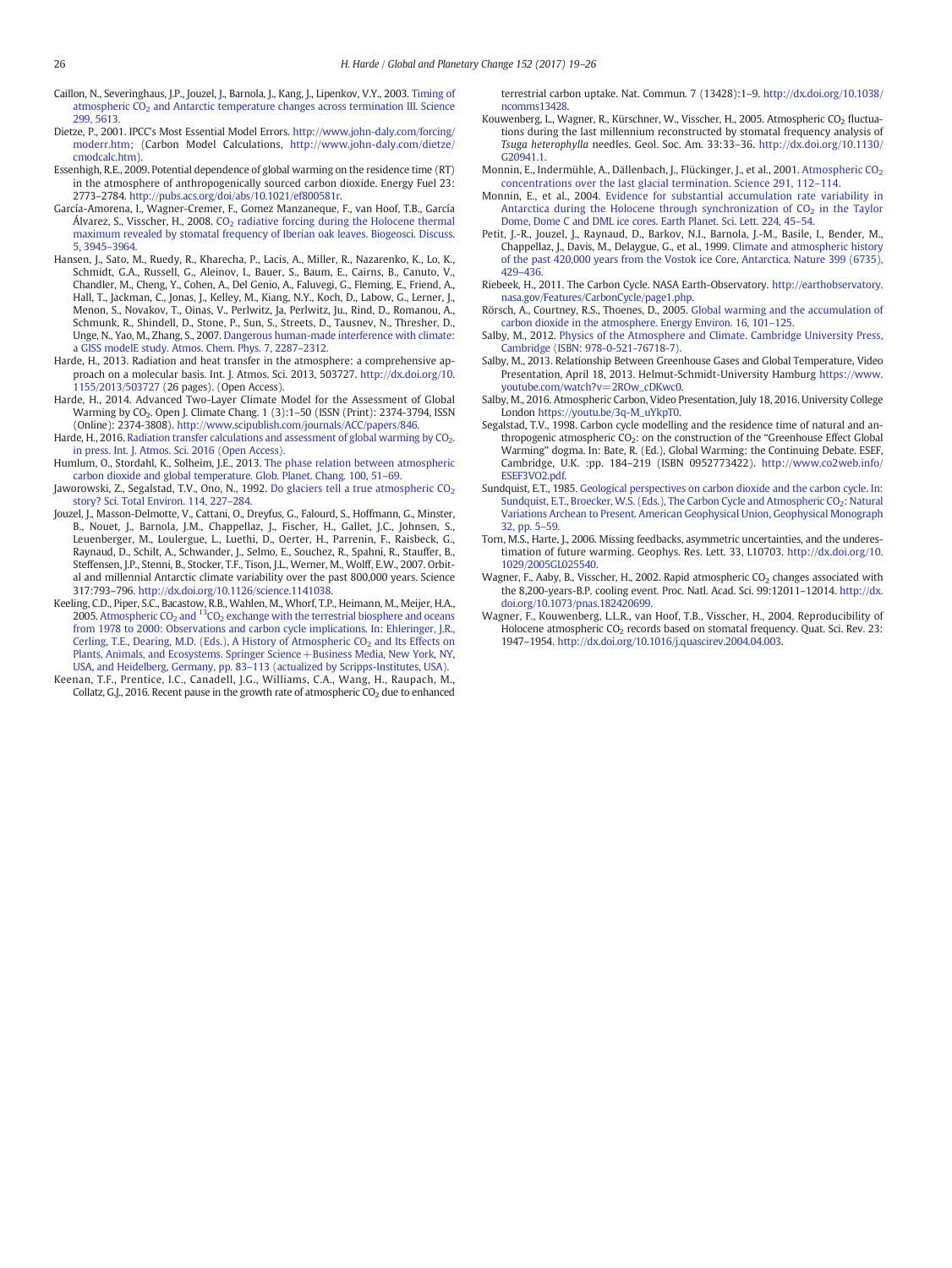Caillon, N., Severinghaus, J.P., Jouzel, J., Barnola, J., Kang, J., Lipenkov, V.Y., 2003. Timing of atmospheric $CO_2$ and Antarctic temperature changes across termination III. Science 299, 5613.

Dietze, P., 2001. IPCC's Most Essential Model Errors. http://www.john-daly.com/forcing/moderr.htm; (Carbon Model Calculations, http://www.john-daly.com/dietze/cmodcalc.htm).

Essenhigh, R.E., 2009. Potential dependence of global warming on the residence time (RT) in the atmosphere of anthropogenically sourced carbon dioxide. Energy Fuel 23: 2773–2784. http://pubs.acs.org/doi/abs/10.1021/ef800581r.

García-Amorena, I., Wagner-Cremer, F., Gomez Manzaneque, F., van Hoof, T.B., García Álvarez, S., Visscher, H., 2008. $CO_2$ radiative forcing during the Holocene thermal maximum revealed by stomatal frequency of Iberian oak leaves. Biogeosci. Discuss. 5, 3945–3964.

Hansen, J., Sato, M., Ruedy, R., Kharecha, P., Lacis, A., Miller, R., Nazarenko, K., Lo, K., Schmidt, G.A., Russell, G., Aleinov, I., Bauer, S., Baum, E., Cairns, B., Canuto, V., Chandler, M., Cheng, Y., Cohen, A., Del Genio, A., Faluvegi, G., Fleming, E., Friend, A., Hall, T., Jackman, C., Jonas, J., Kelley, M., Kiang, N.Y., Koch, D., Labow, G., Lerner, J., Menon, S., Novakov, T., Oinas, V., Perlwitz, Ja., Perlwitz, Ju., Rind, D., Romanou, A., Schmunk, R., Shindell, D., Stone, P., Sun, S., Streets, D., Tausnev, N., Thresher, D., Unge, N., Yao, M., Zhang, S., 2007. Dangerous human-made interference with climate: a GISS modelE study. Atmos. Chem. Phys. 7, 2287–2312.

Harde, H., 2013. Radiation and heat transfer in the atmosphere: a comprehensive approach on a molecular basis. Int. J. Atmos. Sci. 2013, 503727. http://dx.doi.org/10.1155/2013/503727 (26 pages). (Open Access).

Harde, H., 2014. Advanced Two-Layer Climate Model for the Assessment of Global Warming by $CO_2$. Open J. Climate Chang. 1 (3):1–50 (ISSN (Print): 2374-3794, ISSN (Online): 2374-3808). http://www.scipublish.com/journals/ACC/papers/846.

Harde, H., 2016. Radiation transfer calculations and assessment of global warming by $CO_2$. in press. Int. J. Atmos. Sci. 2016 (Open Access).

Humlum, O., Stordahl, K., Solheim, J.E., 2013. The phase relation between atmospheric carbon dioxide and global temperature. Glob. Planet. Chang. 100, 51–69.

Jaworowski, Z., Segalstad, T.V., Ono, N., 1992. Do glaciers tell a true atmospheric $CO_2$ story? Sci. Total Environ. 114, 227–284.

Jouzel, J., Masson-Delmotte, V., Cattani, O., Dreyfus, G., Falourd, S., Hoffmann, G., Minster, B., Nouet, J., Barnola, J.M., Chappellaz, J., Fischer, H., Gallet, J.C., Johnsen, S., Leuenberger, M., Loulergue, L., Luethi, D., Oerter, H., Parrenin, F., Raisbeck, G., Raynaud, D., Schilt, A., Schwander, J., Selmo, E., Souchez, R., Spahni, R., Stauffer, B., Steffensen, J.P., Stenni, B., Stocker, T.F., Tison, J.L., Werner, M., Wolff, E.W., 2007. Orbital and millennial Antarctic climate variability over the past 800,000 years. Science 317:793–796. http://dx.doi.org/10.1126/science.1141038.

Keeling, C.D., Piper, S.C., Bacastow, R.B., Wahlen, M., Whorf, T.P., Heimann, M., Meijer, H.A., 2005. Atmospheric $CO_2$ and $^{13}CO_2$ exchange with the terrestrial biosphere and oceans from 1978 to 2000: Observations and carbon cycle implications. In: Ehleringer, J.R., Cerling, T.E., Dearing, M.D. (Eds.), A History of Atmospheric $CO_2$ and Its Effects on Plants, Animals, and Ecosystems. Springer Science + Business Media, New York, NY, USA, and Heidelberg, Germany, pp. 83–113 (actualized by Scripps-Institutes, USA).

Keenan, T.F., Prentice, I.C., Canadell, J.G., Williams, C.A., Wang, H., Raupach, M., Collatz, G.J., 2016. Recent pause in the growth rate of atmospheric $CO_2$ due to enhanced terrestrial carbon uptake. Nat. Commun. 7 (13428):1–9. http://dx.doi.org/10.1038/ncomms13428.

Kouwenberg, L., Wagner, R., Kürschner, W., Visscher, H., 2005. Atmospheric $CO_2$ fluctuations during the last millennium reconstructed by stomatal frequency analysis of *Tsuga heterophylla* needles. Geol. Soc. Am. 33:33–36. http://dx.doi.org/10.1130/G20941.1.

Monnin, E., Indermühle, A., Dällenbach, J., Flückinger, J., et al., 2001. Atmospheric $CO_2$ concentrations over the last glacial termination. Science 291, 112–114.

Monnin, E., et al., 2004. Evidence for substantial accumulation rate variability in Antarctica during the Holocene through synchronization of $CO_2$ in the Taylor Dome, Dome C and DML ice cores. Earth Planet. Sci. Lett. 224, 45–54.

Petit, J.-R., Jouzel, J., Raynaud, D., Barkov, N.I., Barnola, J.-M., Basile, I., Bender, M., Chappellaz, J., Davis, M., Delaygue, G., et al., 1999. Climate and atmospheric history of the past 420,000 years from the Vostok ice Core, Antarctica. Nature 399 (6735), 429–436.

Riebeek, H., 2011. The Carbon Cycle. NASA Earth-Observatory. http://earthobservatory.nasa.gov/Features/CarbonCycle/page1.php.

Rörsch, A., Courtney, R.S., Thoenes, D., 2005. Global warming and the accumulation of carbon dioxide in the atmosphere. Energy Environ. 16, 101–125.

Salby, M., 2012. Physics of the Atmosphere and Climate. Cambridge University Press, Cambridge (ISBN: 978-0-521-76718-7).

Salby, M., 2013. Relationship Between Greenhouse Gases and Global Temperature, Video Presentation, April 18, 2013. Helmut-Schmidt-University Hamburg https://www.youtube.com/watch?v=2ROw_cDKwc0.

Salby, M., 2016. Atmospheric Carbon, Video Presentation, July 18, 2016. University College London https://youtu.be/3q-M_uYkpT0.

Segalstad, T.V., 1998. Carbon cycle modelling and the residence time of natural and anthropogenic atmospheric $CO_2$: on the construction of the "Greenhouse Effect Global Warming" dogma. In: Bate, R. (Ed.), Global Warming: the Continuing Debate. ESEF, Cambridge, U.K. :pp. 184–219 (ISBN 0952773422). http://www.co2web.info/ESEF3VO2.pdf.

Sundquist, E.T., 1985. Geological perspectives on carbon dioxide and the carbon cycle. In: Sundquist, E.T., Broecker, W.S. (Eds.), The Carbon Cycle and Atmospheric $CO_2$: Natural Variations Archean to Present. American Geophysical Union, Geophysical Monograph 32, pp. 5–59.

Torn, M.S., Harte, J., 2006. Missing feedbacks, asymmetric uncertainties, and the underestimation of future warming. Geophys. Res. Lett. 33, L10703. http://dx.doi.org/10.1029/2005GL025540.

Wagner, F., Aaby, B., Visscher, H., 2002. Rapid atmospheric $CO_2$ changes associated with the 8,200-years-B.P. cooling event. Proc. Natl. Acad. Sci. 99:12011–12014. http://dx.doi.org/10.1073/pnas.182420699.

Wagner, F., Kouwenberg, L.L.R., van Hoof, T.B., Visscher, H., 2004. Reproducibility of Holocene atmospheric $CO_2$ records based on stomatal frequency. Quat. Sci. Rev. 23: 1947–1954. http://dx.doi.org/10.1016/j.quascirev.2004.04.003.